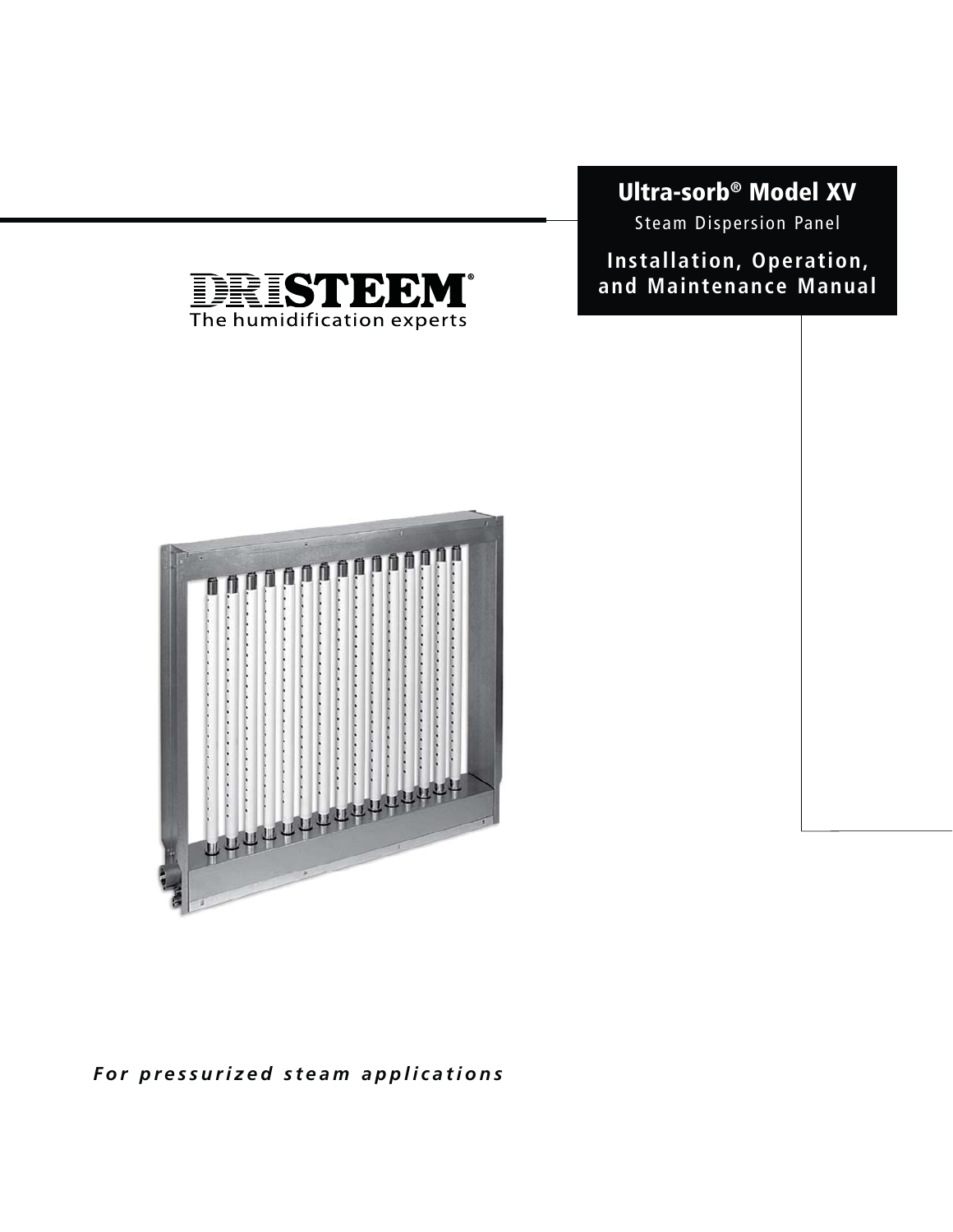# Ultra-sorb® Model XV

Steam Dispersion Panel

## Installation, Operation, and Maintenance Manual

DRISTEEM®

The humidification experts

***For pressurized steam applications***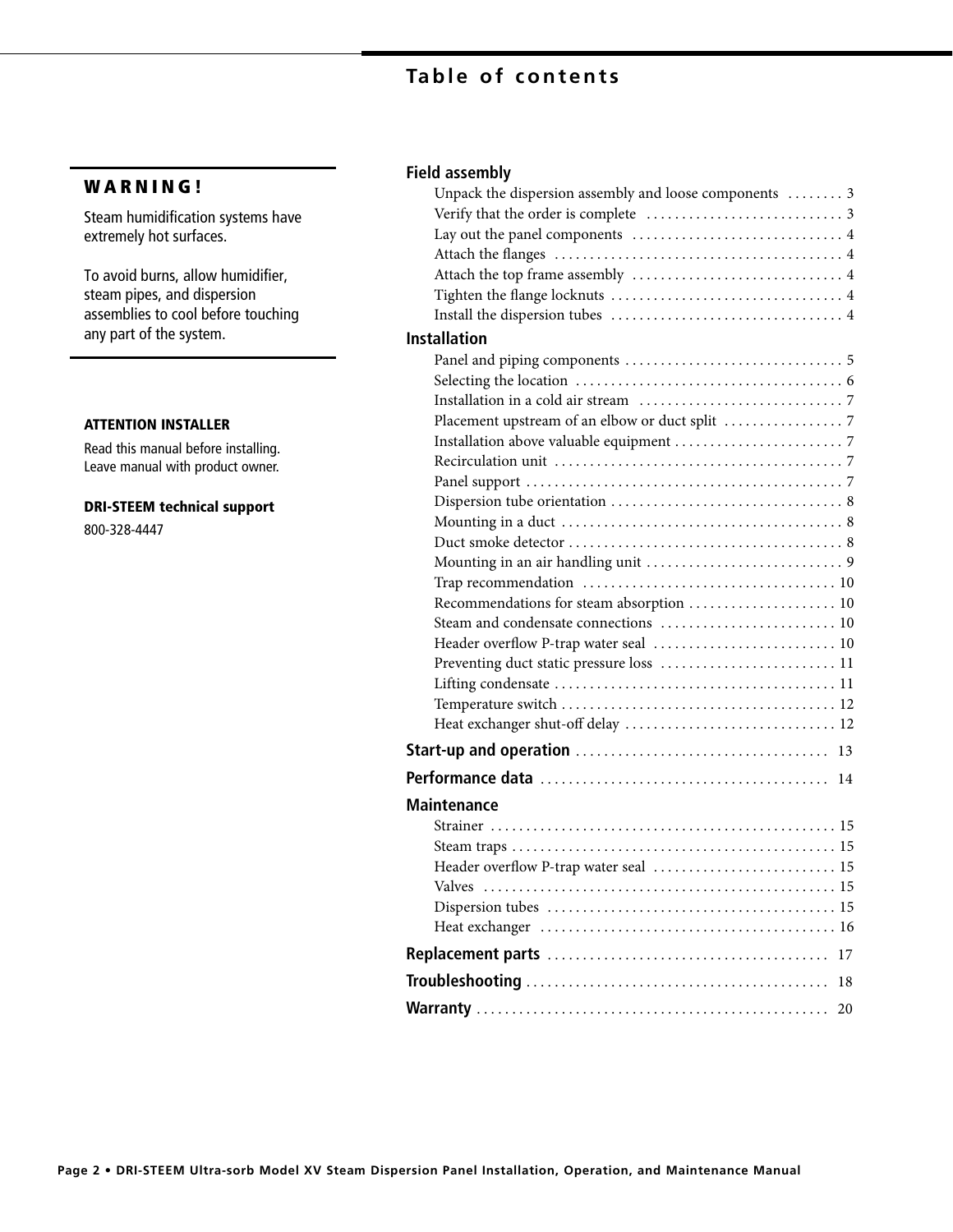# Table of contents

**WARNING!**

Steam humidification systems have extremely hot surfaces.

To avoid burns, allow humidifier, steam pipes, and dispersion assemblies to cool before touching any part of the system.

**ATTENTION INSTALLER**

Read this manual before installing. Leave manual with product owner.

**DRI-STEEM technical support**

800-328-4447

**Field assembly**

- Unpack the dispersion assembly and loose components . . . . . . . . 3
- Verify that the order is complete . . . . . . . . . . . . . . . . . . . . . . . . . . . 3
- Lay out the panel components . . . . . . . . . . . . . . . . . . . . . . . . . . . . . 4
- Attach the flanges . . . . . . . . . . . . . . . . . . . . . . . . . . . . . . . . . . . . . . . 4
- Attach the top frame assembly . . . . . . . . . . . . . . . . . . . . . . . . . . . . . 4
- Tighten the flange locknuts . . . . . . . . . . . . . . . . . . . . . . . . . . . . . . . . 4
- Install the dispersion tubes . . . . . . . . . . . . . . . . . . . . . . . . . . . . . . . . 4

**Installation**

- Panel and piping components . . . . . . . . . . . . . . . . . . . . . . . . . . . . . . 5
- Selecting the location . . . . . . . . . . . . . . . . . . . . . . . . . . . . . . . . . . . . . 6
- Installation in a cold air stream . . . . . . . . . . . . . . . . . . . . . . . . . . . . 7
- Placement upstream of an elbow or duct split . . . . . . . . . . . . . . . . 7
- Installation above valuable equipment . . . . . . . . . . . . . . . . . . . . . . . 7
- Recirculation unit . . . . . . . . . . . . . . . . . . . . . . . . . . . . . . . . . . . . . . . . 7
- Panel support . . . . . . . . . . . . . . . . . . . . . . . . . . . . . . . . . . . . . . . . . . . . 7
- Dispersion tube orientation . . . . . . . . . . . . . . . . . . . . . . . . . . . . . . . . 8
- Mounting in a duct . . . . . . . . . . . . . . . . . . . . . . . . . . . . . . . . . . . . . . . 8
- Duct smoke detector . . . . . . . . . . . . . . . . . . . . . . . . . . . . . . . . . . . . . . 8
- Mounting in an air handling unit . . . . . . . . . . . . . . . . . . . . . . . . . . . 9
- Trap recommendation . . . . . . . . . . . . . . . . . . . . . . . . . . . . . . . . . . . 10
- Recommendations for steam absorption . . . . . . . . . . . . . . . . . . . . 10
- Steam and condensate connections . . . . . . . . . . . . . . . . . . . . . . . . 10
- Header overflow P-trap water seal . . . . . . . . . . . . . . . . . . . . . . . . . 10
- Preventing duct static pressure loss . . . . . . . . . . . . . . . . . . . . . . . . 11
- Lifting condensate . . . . . . . . . . . . . . . . . . . . . . . . . . . . . . . . . . . . . . . 11
- Temperature switch . . . . . . . . . . . . . . . . . . . . . . . . . . . . . . . . . . . . . . 12
- Heat exchanger shut-off delay . . . . . . . . . . . . . . . . . . . . . . . . . . . . . 12

**Start-up and operation** . . . . . . . . . . . . . . . . . . . . . . . . . . . . . . . . . . . 13

**Performance data** . . . . . . . . . . . . . . . . . . . . . . . . . . . . . . . . . . . . . . . . 14

**Maintenance**

- Strainer . . . . . . . . . . . . . . . . . . . . . . . . . . . . . . . . . . . . . . . . . . . . . . . . 15
- Steam traps . . . . . . . . . . . . . . . . . . . . . . . . . . . . . . . . . . . . . . . . . . . . . 15
- Header overflow P-trap water seal . . . . . . . . . . . . . . . . . . . . . . . . . 15
- Valves . . . . . . . . . . . . . . . . . . . . . . . . . . . . . . . . . . . . . . . . . . . . . . . . . 15
- Dispersion tubes . . . . . . . . . . . . . . . . . . . . . . . . . . . . . . . . . . . . . . . . 15
- Heat exchanger . . . . . . . . . . . . . . . . . . . . . . . . . . . . . . . . . . . . . . . . . 16

**Replacement parts** . . . . . . . . . . . . . . . . . . . . . . . . . . . . . . . . . . . . . . . 17

**Troubleshooting** . . . . . . . . . . . . . . . . . . . . . . . . . . . . . . . . . . . . . . . . . 18

**Warranty** . . . . . . . . . . . . . . . . . . . . . . . . . . . . . . . . . . . . . . . . . . . . . . . 20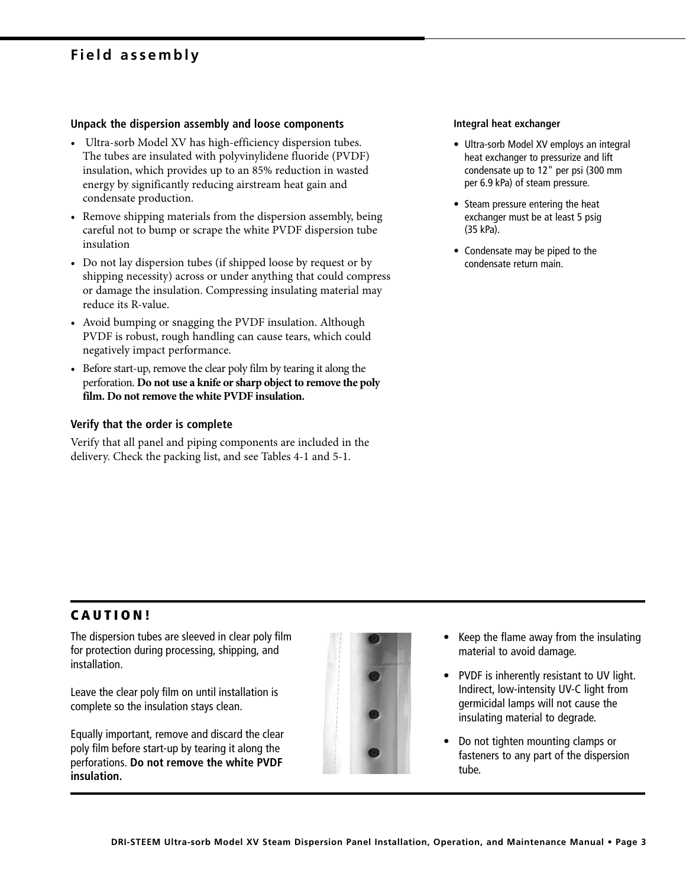# Field assembly

### Unpack the dispersion assembly and loose components

- Ultra-sorb Model XV has high-efficiency dispersion tubes. The tubes are insulated with polyvinylidene fluoride (PVDF) insulation, which provides up to an 85% reduction in wasted energy by significantly reducing airstream heat gain and condensate production.
- Remove shipping materials from the dispersion assembly, being careful not to bump or scrape the white PVDF dispersion tube insulation
- Do not lay dispersion tubes (if shipped loose by request or by shipping necessity) across or under anything that could compress or damage the insulation. Compressing insulating material may reduce its R-value.
- Avoid bumping or snagging the PVDF insulation. Although PVDF is robust, rough handling can cause tears, which could negatively impact performance.
- Before start-up, remove the clear poly film by tearing it along the perforation. **Do not use a knife or sharp object to remove the poly film. Do not remove the white PVDF insulation.**

### Verify that the order is complete

Verify that all panel and piping components are included in the delivery. Check the packing list, and see Tables 4-1 and 5-1.

### Integral heat exchanger

- Ultra-sorb Model XV employs an integral heat exchanger to pressurize and lift condensate up to 12" per psi (300 mm per 6.9 kPa) of steam pressure.
- Steam pressure entering the heat exchanger must be at least 5 psig (35 kPa).
- Condensate may be piped to the condensate return main.

## CAUTION!

The dispersion tubes are sleeved in clear poly film for protection during processing, shipping, and installation.

Leave the clear poly film on until installation is complete so the insulation stays clean.

Equally important, remove and discard the clear poly film before start-up by tearing it along the perforations. **Do not remove the white PVDF insulation.**

- Keep the flame away from the insulating material to avoid damage.
- PVDF is inherently resistant to UV light. Indirect, low-intensity UV-C light from germicidal lamps will not cause the insulating material to degrade.
- Do not tighten mounting clamps or fasteners to any part of the dispersion tube.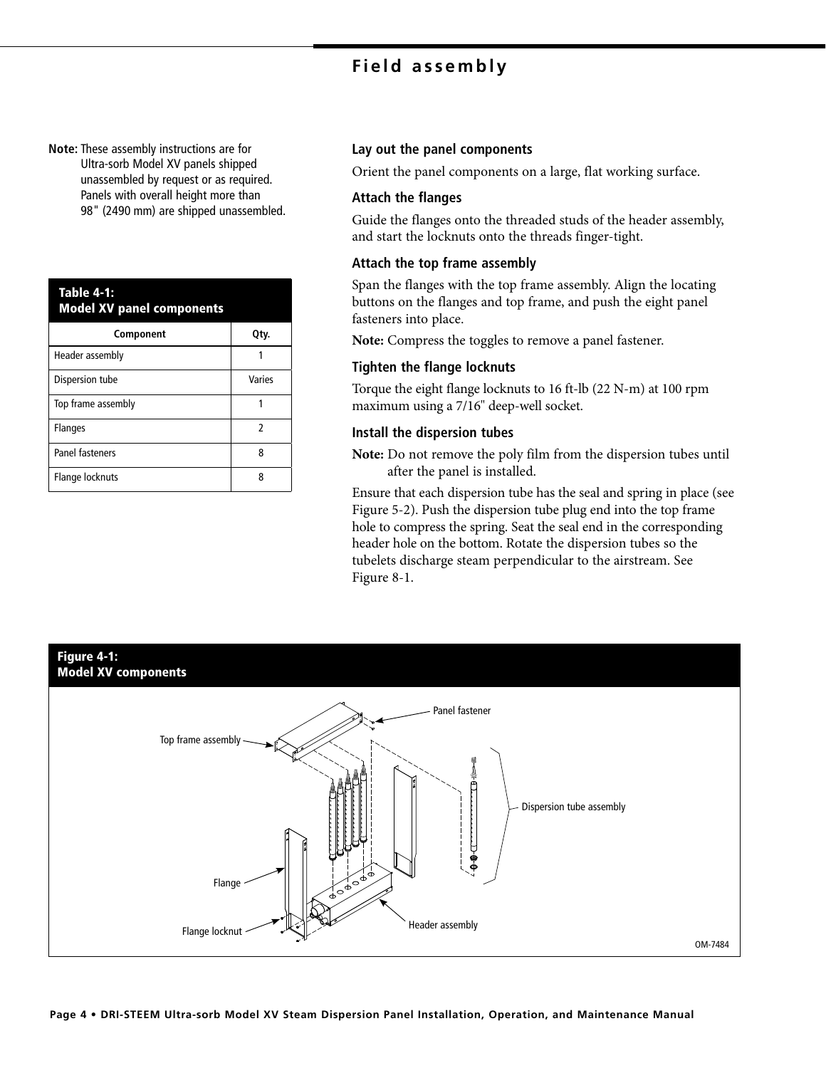# Field assembly

**Note:** These assembly instructions are for Ultra-sorb Model XV panels shipped unassembled by request or as required. Panels with overall height more than 98" (2490 mm) are shipped unassembled.

**Table 4-1:**
**Model XV panel components**

| Component | Qty. |
|---|---|
| Header assembly | 1 |
| Dispersion tube | Varies |
| Top frame assembly | 1 |
| Flanges | 2 |
| Panel fasteners | 8 |
| Flange locknuts | 8 |

### Lay out the panel components

Orient the panel components on a large, flat working surface.

### Attach the flanges

Guide the flanges onto the threaded studs of the header assembly, and start the locknuts onto the threads finger-tight.

### Attach the top frame assembly

Span the flanges with the top frame assembly. Align the locating buttons on the flanges and top frame, and push the eight panel fasteners into place.

**Note:** Compress the toggles to remove a panel fastener.

### Tighten the flange locknuts

Torque the eight flange locknuts to 16 ft-lb (22 N-m) at 100 rpm maximum using a 7/16" deep-well socket.

### Install the dispersion tubes

**Note:** Do not remove the poly film from the dispersion tubes until after the panel is installed.

Ensure that each dispersion tube has the seal and spring in place (see Figure 5-2). Push the dispersion tube plug end into the top frame hole to compress the spring. Seat the seal end in the corresponding header hole on the bottom. Rotate the dispersion tubes so the tubelets discharge steam perpendicular to the airstream. See Figure 8-1.

**Figure 4-1:**
**Model XV components**

Top frame assembly, Panel fastener, Dispersion tube assembly, Flange, Flange locknut, Header assembly

OM-7484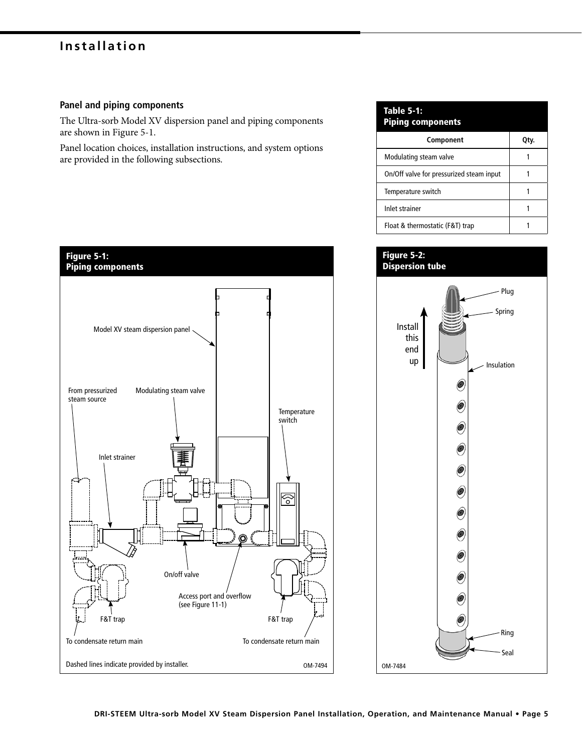# Installation

## Panel and piping components

The Ultra-sorb Model XV dispersion panel and piping components are shown in Figure 5-1.

Panel location choices, installation instructions, and system options are provided in the following subsections.

**Table 5-1: Piping components**

| Component | Qty. |
|---|---|
| Modulating steam valve | 1 |
| On/Off valve for pressurized steam input | 1 |
| Temperature switch | 1 |
| Inlet strainer | 1 |
| Float & thermostatic (F&T) trap | 1 |

**Figure 5-1: Piping components**

Model XV steam dispersion panel

From pressurized steam source

Modulating steam valve

Temperature switch

Inlet strainer

On/off valve

Access port and overflow (see Figure 11-1)

F&T trap

F&T trap

To condensate return main

To condensate return main

Dashed lines indicate provided by installer.

OM-7494

**Figure 5-2: Dispersion tube**

Plug

Spring

Install this end up

Insulation

Ring

Seal

OM-7484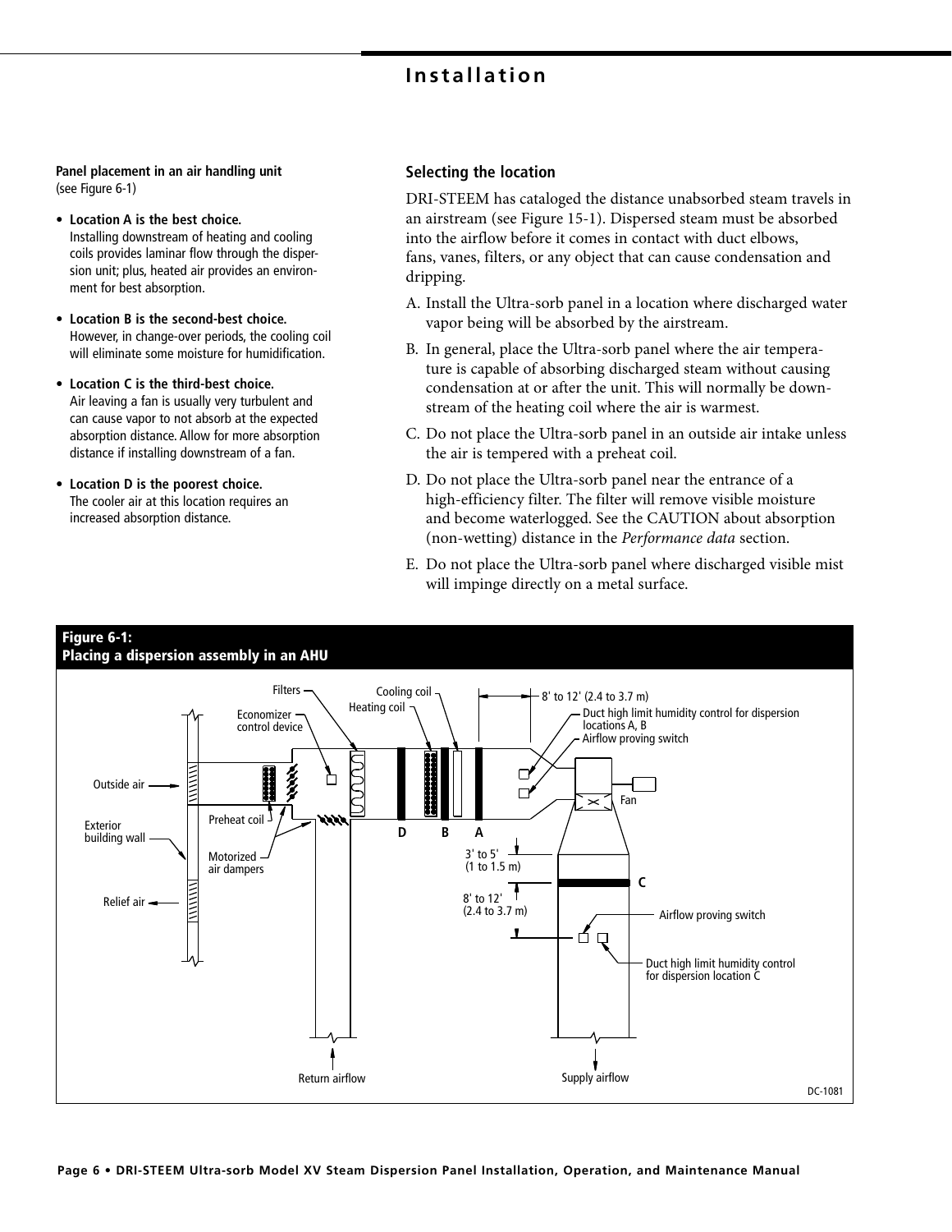**Panel placement in an air handling unit**
(see Figure 6-1)

- **Location A is the best choice.** Installing downstream of heating and cooling coils provides laminar flow through the dispersion unit; plus, heated air provides an environment for best absorption.
- **Location B is the second-best choice.** However, in change-over periods, the cooling coil will eliminate some moisture for humidification.
- **Location C is the third-best choice.** Air leaving a fan is usually very turbulent and can cause vapor to not absorb at the expected absorption distance. Allow for more absorption distance if installing downstream of a fan.
- **Location D is the poorest choice.** The cooler air at this location requires an increased absorption distance.

## Selecting the location

DRI-STEEM has cataloged the distance unabsorbed steam travels in an airstream (see Figure 15-1). Dispersed steam must be absorbed into the airflow before it comes in contact with duct elbows, fans, vanes, filters, or any object that can cause condensation and dripping.

A. Install the Ultra-sorb panel in a location where discharged water vapor being will be absorbed by the airstream.

B. In general, place the Ultra-sorb panel where the air temperature is capable of absorbing discharged steam without causing condensation at or after the unit. This will normally be downstream of the heating coil where the air is warmest.

C. Do not place the Ultra-sorb panel in an outside air intake unless the air is tempered with a preheat coil.

D. Do not place the Ultra-sorb panel near the entrance of a high-efficiency filter. The filter will remove visible moisture and become waterlogged. See the CAUTION about absorption (non-wetting) distance in the *Performance data* section.

E. Do not place the Ultra-sorb panel where discharged visible mist will impinge directly on a metal surface.

**Figure 6-1: Placing a dispersion assembly in an AHU**

Filters; Economizer control device; Cooling coil; Heating coil; 8' to 12' (2.4 to 3.7 m); Duct high limit humidity control for dispersion locations A, B; Airflow proving switch; Outside air; Fan; Exterior building wall; Preheat coil; Motorized air dampers; D; B; A; 3' to 5' (1 to 1.5 m); C; 8' to 12' (2.4 to 3.7 m); Relief air; Airflow proving switch; Duct high limit humidity control for dispersion location C; Return airflow; Supply airflow; DC-1081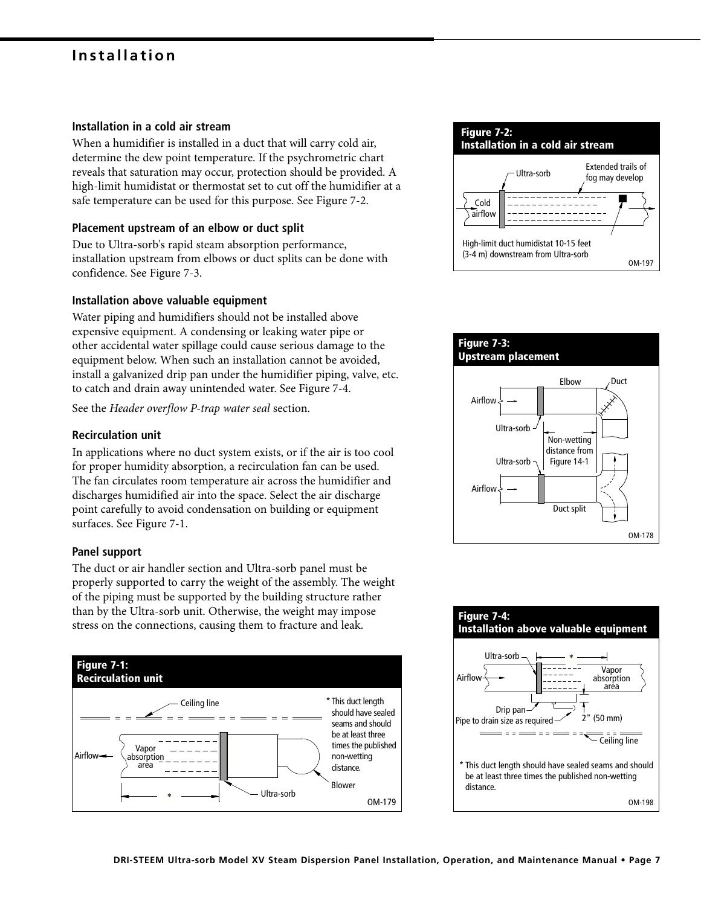# Installation

### Installation in a cold air stream

When a humidifier is installed in a duct that will carry cold air, determine the dew point temperature. If the psychrometric chart reveals that saturation may occur, protection should be provided. A high-limit humidistat or thermostat set to cut off the humidifier at a safe temperature can be used for this purpose. See Figure 7-2.

### Placement upstream of an elbow or duct split

Due to Ultra-sorb's rapid steam absorption performance, installation upstream from elbows or duct splits can be done with confidence. See Figure 7-3.

### Installation above valuable equipment

Water piping and humidifiers should not be installed above expensive equipment. A condensing or leaking water pipe or other accidental water spillage could cause serious damage to the equipment below. When such an installation cannot be avoided, install a galvanized drip pan under the humidifier piping, valve, etc. to catch and drain away unintended water. See Figure 7-4.

See the *Header overflow P-trap water seal* section.

### Recirculation unit

In applications where no duct system exists, or if the air is too cool for proper humidity absorption, a recirculation fan can be used. The fan circulates room temperature air across the humidifier and discharges humidified air into the space. Select the air discharge point carefully to avoid condensation on building or equipment surfaces. See Figure 7-1.

### Panel support

The duct or air handler section and Ultra-sorb panel must be properly supported to carry the weight of the assembly. The weight of the piping must be supported by the building structure rather than by the Ultra-sorb unit. Otherwise, the weight may impose stress on the connections, causing them to fracture and leak.

**Figure 7-1: Recirculation unit**

Ceiling line; Airflow; Vapor absorption area; Ultra-sorb; Blower

* This duct length should have sealed seams and should be at least three times the published non-wetting distance.

OM-179

**Figure 7-2: Installation in a cold air stream**

Ultra-sorb; Extended trails of fog may develop; Cold airflow

High-limit duct humidistat 10-15 feet (3-4 m) downstream from Ultra-sorb

OM-197

**Figure 7-3: Upstream placement**

Elbow; Duct; Airflow; Ultra-sorb; Non-wetting distance from Figure 14-1; Ultra-sorb; Airflow; Duct split

OM-178

**Figure 7-4: Installation above valuable equipment**

Ultra-sorb; Airflow; Vapor absorption area; Drip pan; Pipe to drain size as required; 2" (50 mm); Ceiling line

* This duct length should have sealed seams and should be at least three times the published non-wetting distance.

OM-198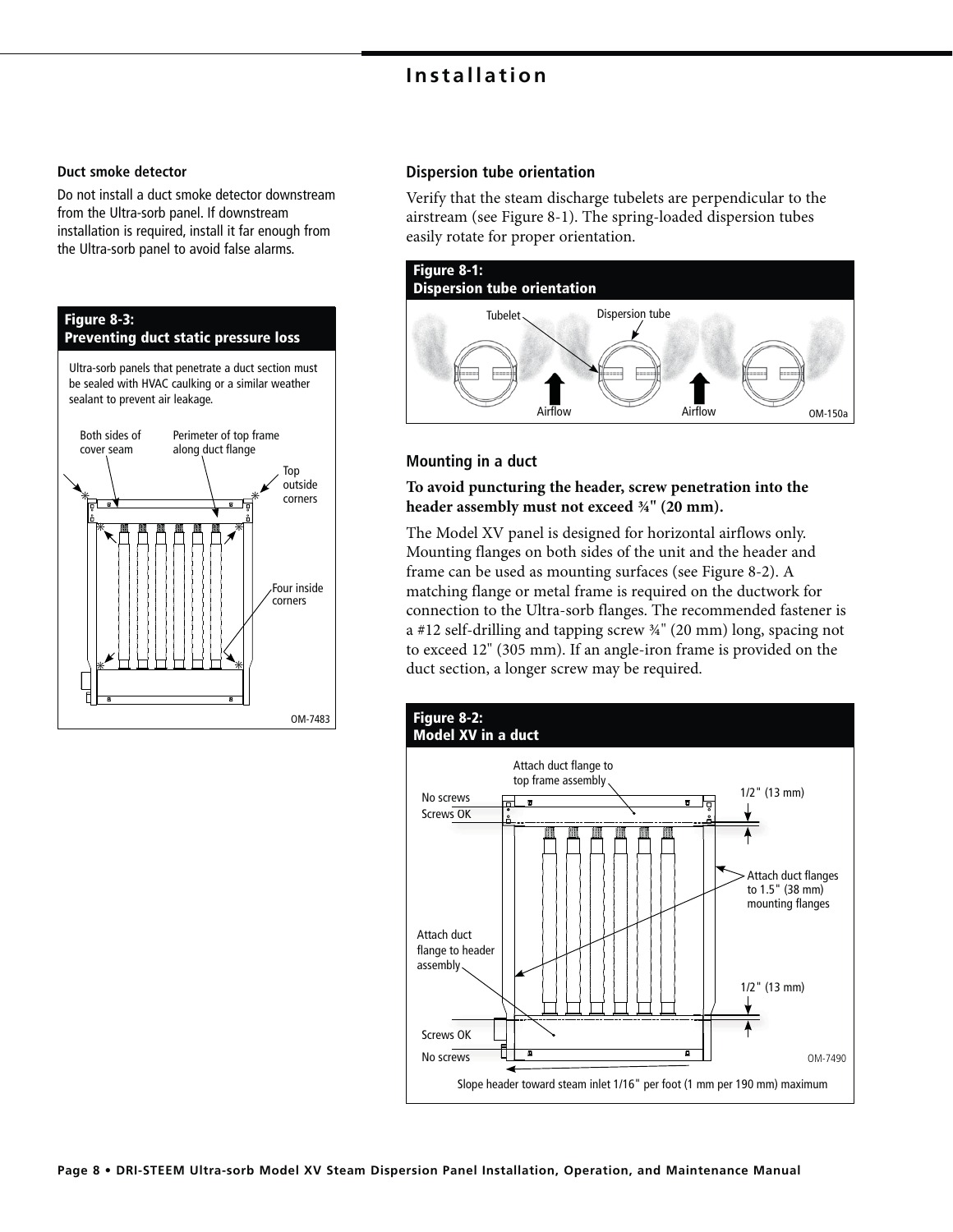## Duct smoke detector

Do not install a duct smoke detector downstream from the Ultra-sorb panel. If downstream installation is required, install it far enough from the Ultra-sorb panel to avoid false alarms.

**Figure 8-3:**
**Preventing duct static pressure loss**

Ultra-sorb panels that penetrate a duct section must be sealed with HVAC caulking or a similar weather sealant to prevent air leakage.

Both sides of cover seam

Perimeter of top frame along duct flange

Top outside corners

Four inside corners

OM-7483

## Dispersion tube orientation

Verify that the steam discharge tubelets are perpendicular to the airstream (see Figure 8-1). The spring-loaded dispersion tubes easily rotate for proper orientation.

**Figure 8-1:**
**Dispersion tube orientation**

Tubelet

Dispersion tube

Airflow

Airflow

OM-150a

## Mounting in a duct

**To avoid puncturing the header, screw penetration into the header assembly must not exceed ¾" (20 mm).**

The Model XV panel is designed for horizontal airflows only. Mounting flanges on both sides of the unit and the header and frame can be used as mounting surfaces (see Figure 8-2). A matching flange or metal frame is required on the ductwork for connection to the Ultra-sorb flanges. The recommended fastener is a #12 self-drilling and tapping screw ¾" (20 mm) long, spacing not to exceed 12" (305 mm). If an angle-iron frame is provided on the duct section, a longer screw may be required.

**Figure 8-2:**
**Model XV in a duct**

Attach duct flange to top frame assembly

No screws

Screws OK

1/2" (13 mm)

Attach duct flanges to 1.5" (38 mm) mounting flanges

Attach duct flange to header assembly

1/2" (13 mm)

Screws OK

No screws

OM-7490

Slope header toward steam inlet 1/16" per foot (1 mm per 190 mm) maximum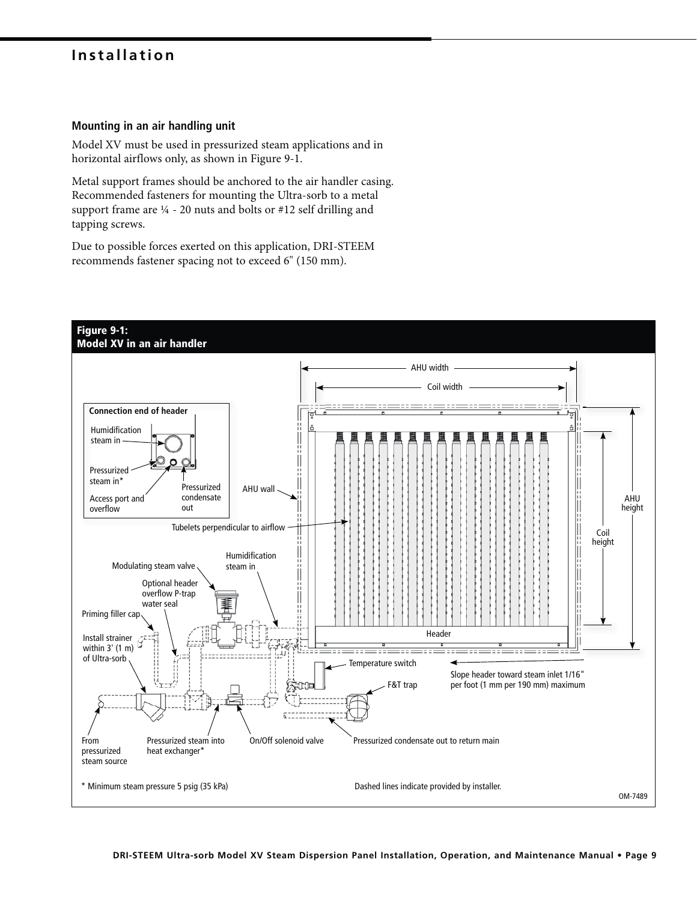## Installation

### Mounting in an air handling unit

Model XV must be used in pressurized steam applications and in horizontal airflows only, as shown in Figure 9-1.

Metal support frames should be anchored to the air handler casing. Recommended fasteners for mounting the Ultra-sorb to a metal support frame are ¼ - 20 nuts and bolts or #12 self drilling and tapping screws.

Due to possible forces exerted on this application, DRI-STEEM recommends fastener spacing not to exceed 6" (150 mm).

**Figure 9-1:**
**Model XV in an air handler**

Connection end of header: Humidification steam in; Pressurized steam in*; Access port and overflow; Pressurized condensate out

AHU width; Coil width; AHU height; Coil height; AHU wall; Tubelets perpendicular to airflow; Header; Modulating steam valve; Humidification steam in; Optional header overflow P-trap water seal; Priming filler cap; Install strainer within 3' (1 m) of Ultra-sorb; Temperature switch; F&T trap; Slope header toward steam inlet 1/16" per foot (1 mm per 190 mm) maximum; From pressurized steam source; Pressurized steam into heat exchanger*; On/Off solenoid valve; Pressurized condensate out to return main

* Minimum steam pressure 5 psig (35 kPa)

Dashed lines indicate provided by installer.

OM-7489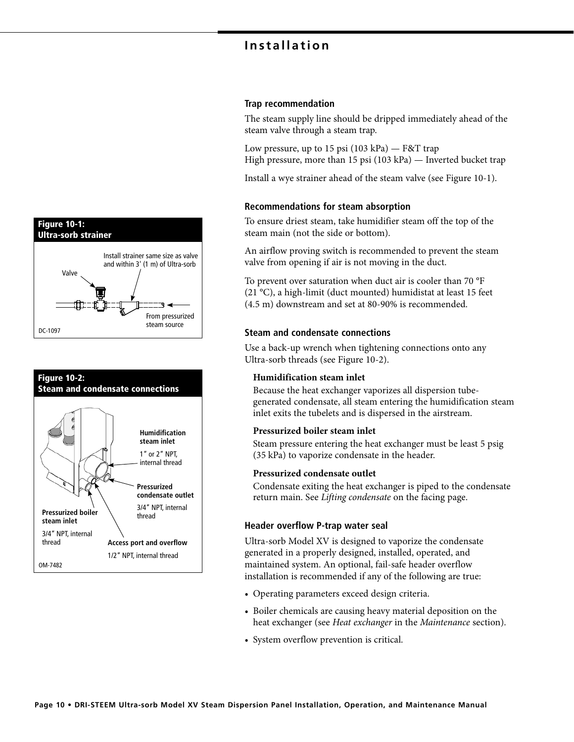## Installation

### Trap recommendation

The steam supply line should be dripped immediately ahead of the steam valve through a steam trap.

Low pressure, up to 15 psi (103 kPa) — F&T trap
High pressure, more than 15 psi (103 kPa) — Inverted bucket trap

Install a wye strainer ahead of the steam valve (see Figure 10-1).

**Figure 10-1: Ultra-sorb strainer**

Valve

Install strainer same size as valve and within 3' (1 m) of Ultra-sorb

From pressurized steam source

DC-1097

### Recommendations for steam absorption

To ensure driest steam, take humidifier steam off the top of the steam main (not the side or bottom).

An airflow proving switch is recommended to prevent the steam valve from opening if air is not moving in the duct.

To prevent over saturation when duct air is cooler than 70 °F (21 °C), a high-limit (duct mounted) humidistat at least 15 feet (4.5 m) downstream and set at 80-90% is recommended.

### Steam and condensate connections

Use a back-up wrench when tightening connections onto any Ultra-sorb threads (see Figure 10-2).

**Humidification steam inlet**

Because the heat exchanger vaporizes all dispersion tube-generated condensate, all steam entering the humidification steam inlet exits the tubelets and is dispersed in the airstream.

**Pressurized boiler steam inlet**

Steam pressure entering the heat exchanger must be least 5 psig (35 kPa) to vaporize condensate in the header.

**Pressurized condensate outlet**

Condensate exiting the heat exchanger is piped to the condensate return main. See *Lifting condensate* on the facing page.

**Figure 10-2: Steam and condensate connections**

**Humidification steam inlet**
1" or 2" NPT, internal thread

**Pressurized condensate outlet**
3/4" NPT, internal thread

**Pressurized boiler steam inlet**
3/4" NPT, internal thread

**Access port and overflow**
1/2" NPT, internal thread

OM-7482

### Header overflow P-trap water seal

Ultra-sorb Model XV is designed to vaporize the condensate generated in a properly designed, installed, operated, and maintained system. An optional, fail-safe header overflow installation is recommended if any of the following are true:

- Operating parameters exceed design criteria.
- Boiler chemicals are causing heavy material deposition on the heat exchanger (see *Heat exchanger* in the *Maintenance* section).
- System overflow prevention is critical.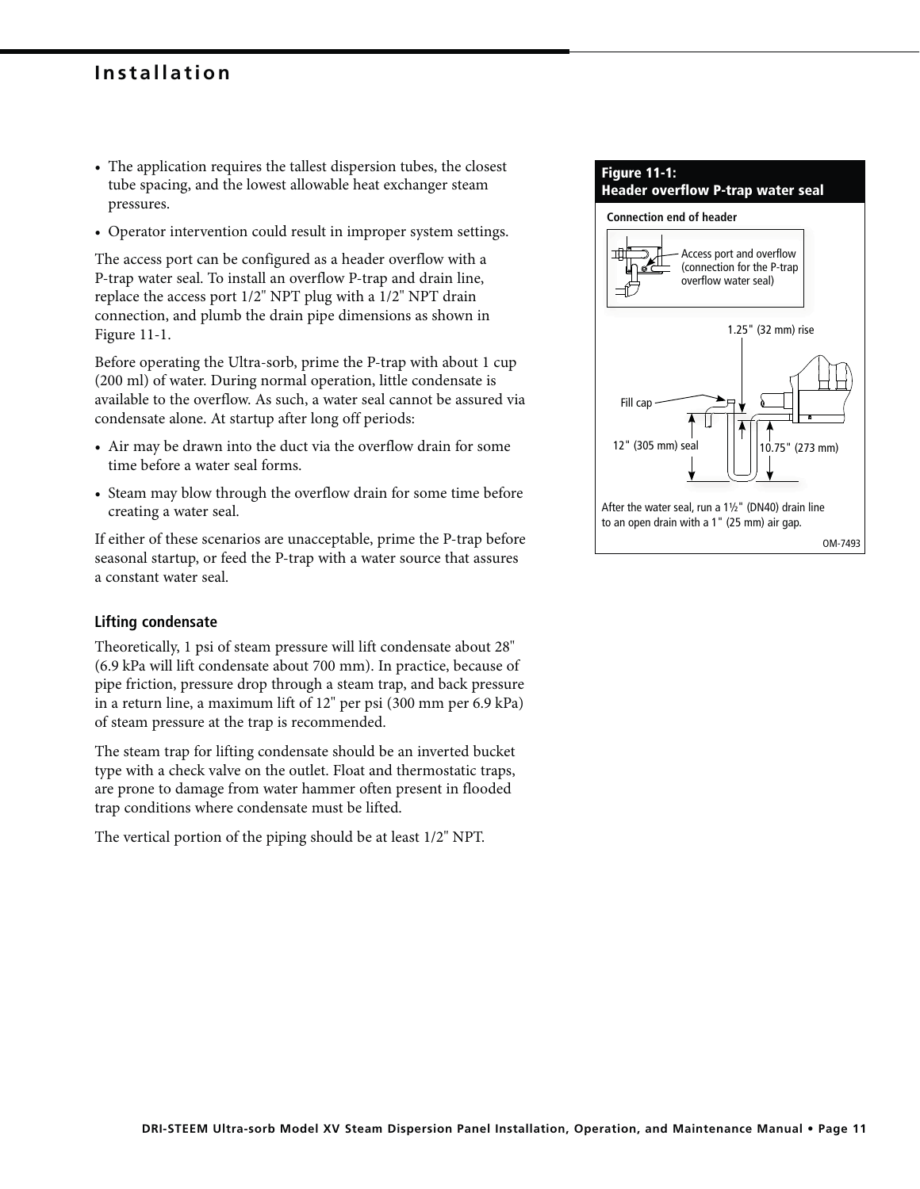## Installation

- The application requires the tallest dispersion tubes, the closest tube spacing, and the lowest allowable heat exchanger steam pressures.
- Operator intervention could result in improper system settings.

The access port can be configured as a header overflow with a P-trap water seal. To install an overflow P-trap and drain line, replace the access port 1/2" NPT plug with a 1/2" NPT drain connection, and plumb the drain pipe dimensions as shown in Figure 11-1.

Before operating the Ultra-sorb, prime the P-trap with about 1 cup (200 ml) of water. During normal operation, little condensate is available to the overflow. As such, a water seal cannot be assured via condensate alone. At startup after long off periods:

- Air may be drawn into the duct via the overflow drain for some time before a water seal forms.
- Steam may blow through the overflow drain for some time before creating a water seal.

If either of these scenarios are unacceptable, prime the P-trap before seasonal startup, or feed the P-trap with a water source that assures a constant water seal.

### Lifting condensate

Theoretically, 1 psi of steam pressure will lift condensate about 28" (6.9 kPa will lift condensate about 700 mm). In practice, because of pipe friction, pressure drop through a steam trap, and back pressure in a return line, a maximum lift of 12" per psi (300 mm per 6.9 kPa) of steam pressure at the trap is recommended.

The steam trap for lifting condensate should be an inverted bucket type with a check valve on the outlet. Float and thermostatic traps, are prone to damage from water hammer often present in flooded trap conditions where condensate must be lifted.

The vertical portion of the piping should be at least 1/2" NPT.

**Figure 11-1: Header overflow P-trap water seal**

Connection end of header

Access port and overflow (connection for the P-trap overflow water seal)

1.25" (32 mm) rise

Fill cap

12" (305 mm) seal

10.75" (273 mm)

After the water seal, run a 1½" (DN40) drain line to an open drain with a 1" (25 mm) air gap.

OM-7493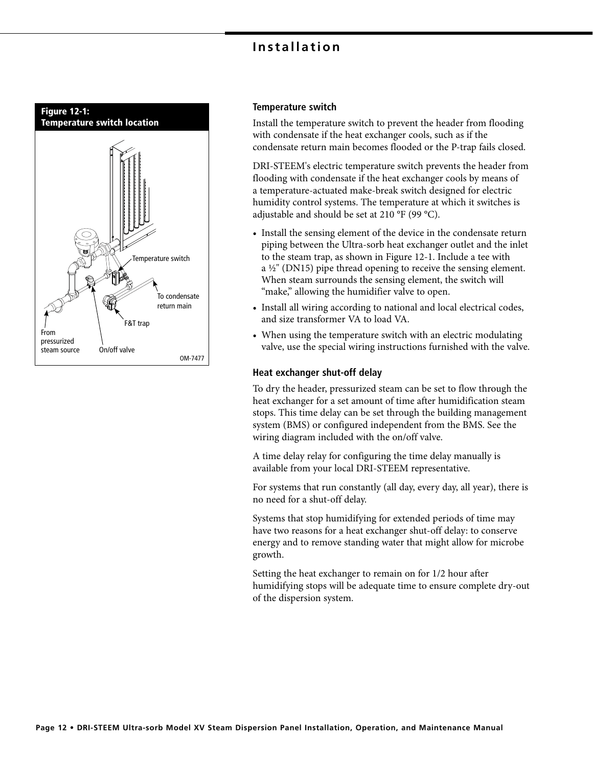**Figure 12-1: Temperature switch location**

Temperature switch

To condensate return main

F&T trap

From pressurized steam source

On/off valve

OM-7477

### Temperature switch

Install the temperature switch to prevent the header from flooding with condensate if the heat exchanger cools, such as if the condensate return main becomes flooded or the P-trap fails closed.

DRI-STEEM's electric temperature switch prevents the header from flooding with condensate if the heat exchanger cools by means of a temperature-actuated make-break switch designed for electric humidity control systems. The temperature at which it switches is adjustable and should be set at 210 °F (99 °C).

- Install the sensing element of the device in the condensate return piping between the Ultra-sorb heat exchanger outlet and the inlet to the steam trap, as shown in Figure 12-1. Include a tee with a ½" (DN15) pipe thread opening to receive the sensing element. When steam surrounds the sensing element, the switch will "make," allowing the humidifier valve to open.
- Install all wiring according to national and local electrical codes, and size transformer VA to load VA.
- When using the temperature switch with an electric modulating valve, use the special wiring instructions furnished with the valve.

### Heat exchanger shut-off delay

To dry the header, pressurized steam can be set to flow through the heat exchanger for a set amount of time after humidification steam stops. This time delay can be set through the building management system (BMS) or configured independent from the BMS. See the wiring diagram included with the on/off valve.

A time delay relay for configuring the time delay manually is available from your local DRI-STEEM representative.

For systems that run constantly (all day, every day, all year), there is no need for a shut-off delay.

Systems that stop humidifying for extended periods of time may have two reasons for a heat exchanger shut-off delay: to conserve energy and to remove standing water that might allow for microbe growth.

Setting the heat exchanger to remain on for 1/2 hour after humidifying stops will be adequate time to ensure complete dry-out of the dispersion system.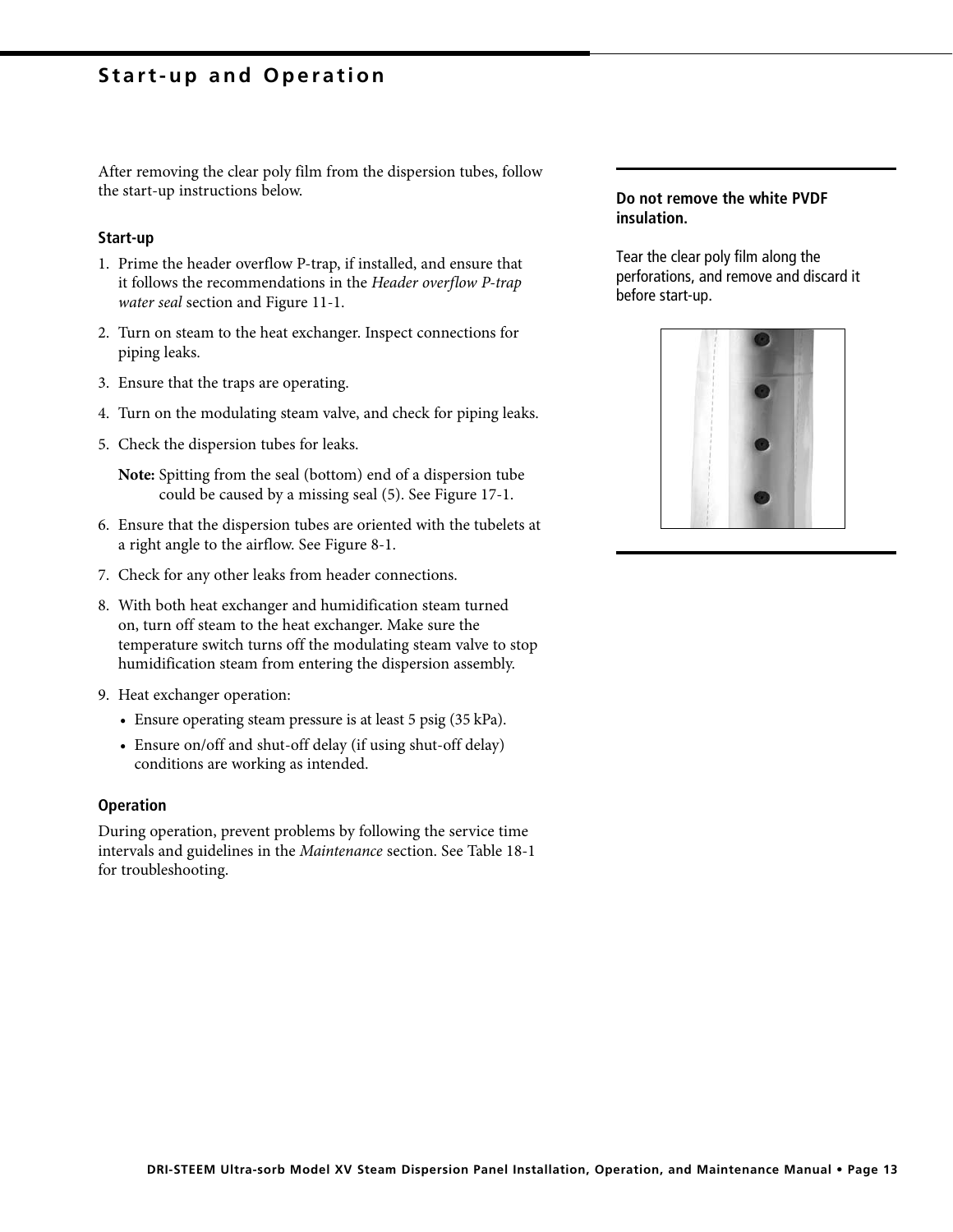# Start-up and Operation

After removing the clear poly film from the dispersion tubes, follow the start-up instructions below.

### Start-up

1. Prime the header overflow P-trap, if installed, and ensure that it follows the recommendations in the *Header overflow P-trap water seal* section and Figure 11-1.
2. Turn on steam to the heat exchanger. Inspect connections for piping leaks.
3. Ensure that the traps are operating.
4. Turn on the modulating steam valve, and check for piping leaks.
5. Check the dispersion tubes for leaks.

   **Note:** Spitting from the seal (bottom) end of a dispersion tube could be caused by a missing seal (5). See Figure 17-1.

6. Ensure that the dispersion tubes are oriented with the tubelets at a right angle to the airflow. See Figure 8-1.
7. Check for any other leaks from header connections.
8. With both heat exchanger and humidification steam turned on, turn off steam to the heat exchanger. Make sure the temperature switch turns off the modulating steam valve to stop humidification steam from entering the dispersion assembly.
9. Heat exchanger operation:
   - Ensure operating steam pressure is at least 5 psig (35 kPa).
   - Ensure on/off and shut-off delay (if using shut-off delay) conditions are working as intended.

### Operation

During operation, prevent problems by following the service time intervals and guidelines in the *Maintenance* section. See Table 18-1 for troubleshooting.

---

**Do not remove the white PVDF insulation.**

Tear the clear poly film along the perforations, and remove and discard it before start-up.

---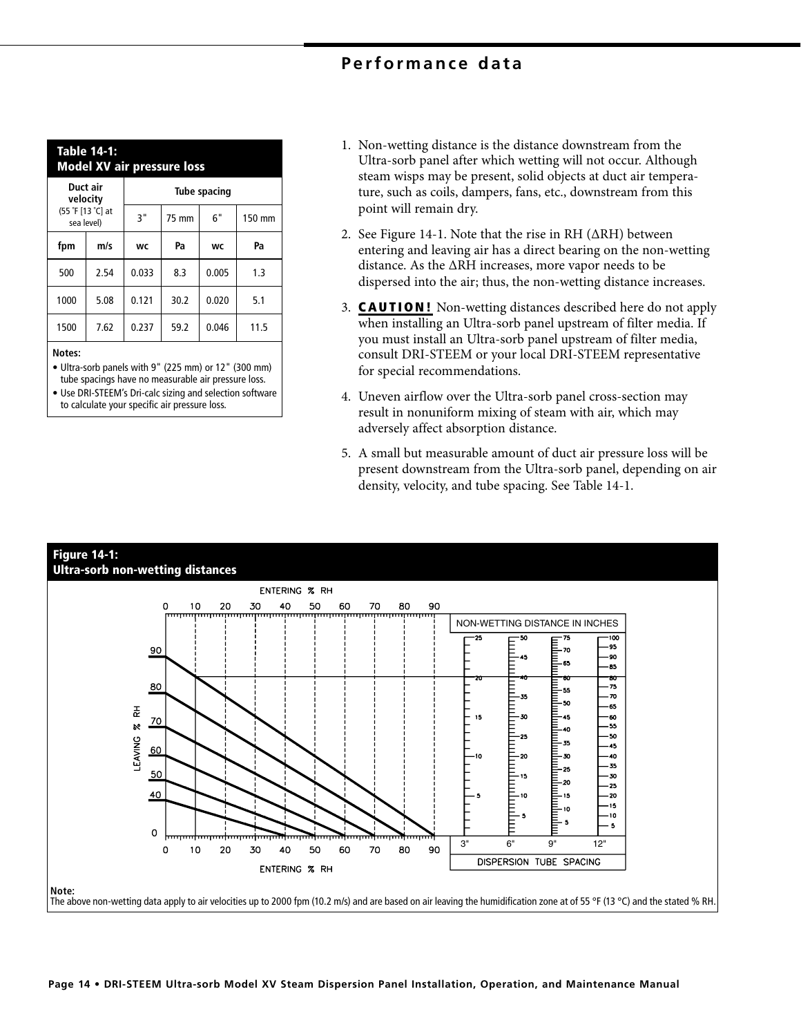## Performance data

**Table 14-1: Model XV air pressure loss**

| Duct air velocity (55 °F [13 °C] at sea level) | | Tube spacing | | | |
|---|---|---|---|---|---|
| | | 3" | 75 mm | 6" | 150 mm |
| fpm | m/s | wc | Pa | wc | Pa |
| 500 | 2.54 | 0.033 | 8.3 | 0.005 | 1.3 |
| 1000 | 5.08 | 0.121 | 30.2 | 0.020 | 5.1 |
| 1500 | 7.62 | 0.237 | 59.2 | 0.046 | 11.5 |

**Notes:**
- Ultra-sorb panels with 9" (225 mm) or 12" (300 mm) tube spacings have no measurable air pressure loss.
- Use DRI-STEEM's Dri-calc sizing and selection software to calculate your specific air pressure loss.

1. Non-wetting distance is the distance downstream from the Ultra-sorb panel after which wetting will not occur. Although steam wisps may be present, solid objects at duct air temperature, such as coils, dampers, fans, etc., downstream from this point will remain dry.
2. See Figure 14-1. Note that the rise in RH (ΔRH) between entering and leaving air has a direct bearing on the non-wetting distance. As the ΔRH increases, more vapor needs to be dispersed into the air; thus, the non-wetting distance increases.
3. **CAUTION!** Non-wetting distances described here do not apply when installing an Ultra-sorb panel upstream of filter media. If you must install an Ultra-sorb panel upstream of filter media, consult DRI-STEEM or your local DRI-STEEM representative for special recommendations.
4. Uneven airflow over the Ultra-sorb panel cross-section may result in nonuniform mixing of steam with air, which may adversely affect absorption distance.
5. A small but measurable amount of duct air pressure loss will be present downstream from the Ultra-sorb panel, depending on air density, velocity, and tube spacing. See Table 14-1.

**Figure 14-1: Ultra-sorb non-wetting distances**

**Note:**
The above non-wetting data apply to air velocities up to 2000 fpm (10.2 m/s) and are based on air leaving the humidification zone at of 55 °F (13 °C) and the stated % RH.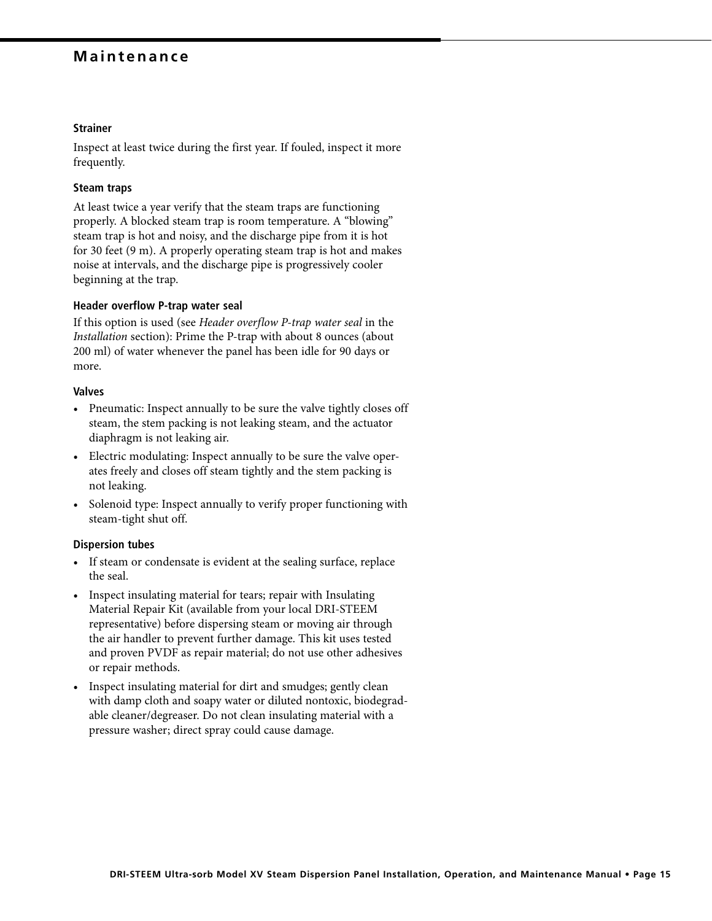## Maintenance

### Strainer

Inspect at least twice during the first year. If fouled, inspect it more frequently.

### Steam traps

At least twice a year verify that the steam traps are functioning properly. A blocked steam trap is room temperature. A "blowing" steam trap is hot and noisy, and the discharge pipe from it is hot for 30 feet (9 m). A properly operating steam trap is hot and makes noise at intervals, and the discharge pipe is progressively cooler beginning at the trap.

### Header overflow P-trap water seal

If this option is used (see *Header overflow P-trap water seal* in the *Installation* section): Prime the P-trap with about 8 ounces (about 200 ml) of water whenever the panel has been idle for 90 days or more.

### Valves

- Pneumatic: Inspect annually to be sure the valve tightly closes off steam, the stem packing is not leaking steam, and the actuator diaphragm is not leaking air.
- Electric modulating: Inspect annually to be sure the valve operates freely and closes off steam tightly and the stem packing is not leaking.
- Solenoid type: Inspect annually to verify proper functioning with steam-tight shut off.

### Dispersion tubes

- If steam or condensate is evident at the sealing surface, replace the seal.
- Inspect insulating material for tears; repair with Insulating Material Repair Kit (available from your local DRI-STEEM representative) before dispersing steam or moving air through the air handler to prevent further damage. This kit uses tested and proven PVDF as repair material; do not use other adhesives or repair methods.
- Inspect insulating material for dirt and smudges; gently clean with damp cloth and soapy water or diluted nontoxic, biodegradable cleaner/degreaser. Do not clean insulating material with a pressure washer; direct spray could cause damage.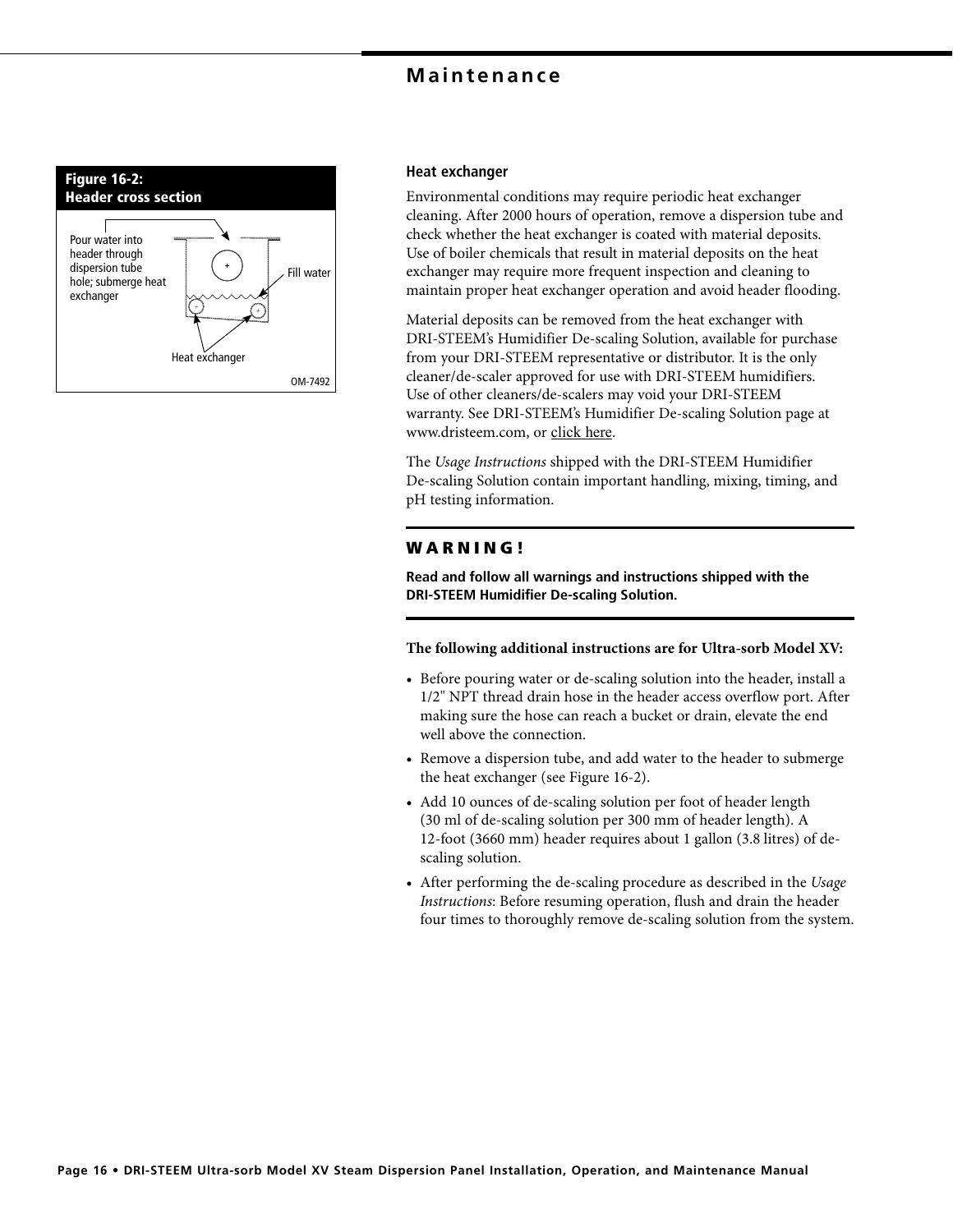# Maintenance

**Figure 16-2: Header cross section**

Pour water into header through dispersion tube hole; submerge heat exchanger

Fill water

Heat exchanger

OM-7492

### Heat exchanger

Environmental conditions may require periodic heat exchanger cleaning. After 2000 hours of operation, remove a dispersion tube and check whether the heat exchanger is coated with material deposits. Use of boiler chemicals that result in material deposits on the heat exchanger may require more frequent inspection and cleaning to maintain proper heat exchanger operation and avoid header flooding.

Material deposits can be removed from the heat exchanger with DRI-STEEM's Humidifier De-scaling Solution, available for purchase from your DRI-STEEM representative or distributor. It is the only cleaner/de-scaler approved for use with DRI-STEEM humidifiers. Use of other cleaners/de-scalers may void your DRI-STEEM warranty. See DRI-STEEM's Humidifier De-scaling Solution page at www.dristeem.com, or click here.

The *Usage Instructions* shipped with the DRI-STEEM Humidifier De-scaling Solution contain important handling, mixing, timing, and pH testing information.

---

**WARNING!**

**Read and follow all warnings and instructions shipped with the DRI-STEEM Humidifier De-scaling Solution.**

---

**The following additional instructions are for Ultra-sorb Model XV:**

- Before pouring water or de-scaling solution into the header, install a 1/2" NPT thread drain hose in the header access overflow port. After making sure the hose can reach a bucket or drain, elevate the end well above the connection.
- Remove a dispersion tube, and add water to the header to submerge the heat exchanger (see Figure 16-2).
- Add 10 ounces of de-scaling solution per foot of header length (30 ml of de-scaling solution per 300 mm of header length). A 12-foot (3660 mm) header requires about 1 gallon (3.8 litres) of de-scaling solution.
- After performing the de-scaling procedure as described in the *Usage Instructions*: Before resuming operation, flush and drain the header four times to thoroughly remove de-scaling solution from the system.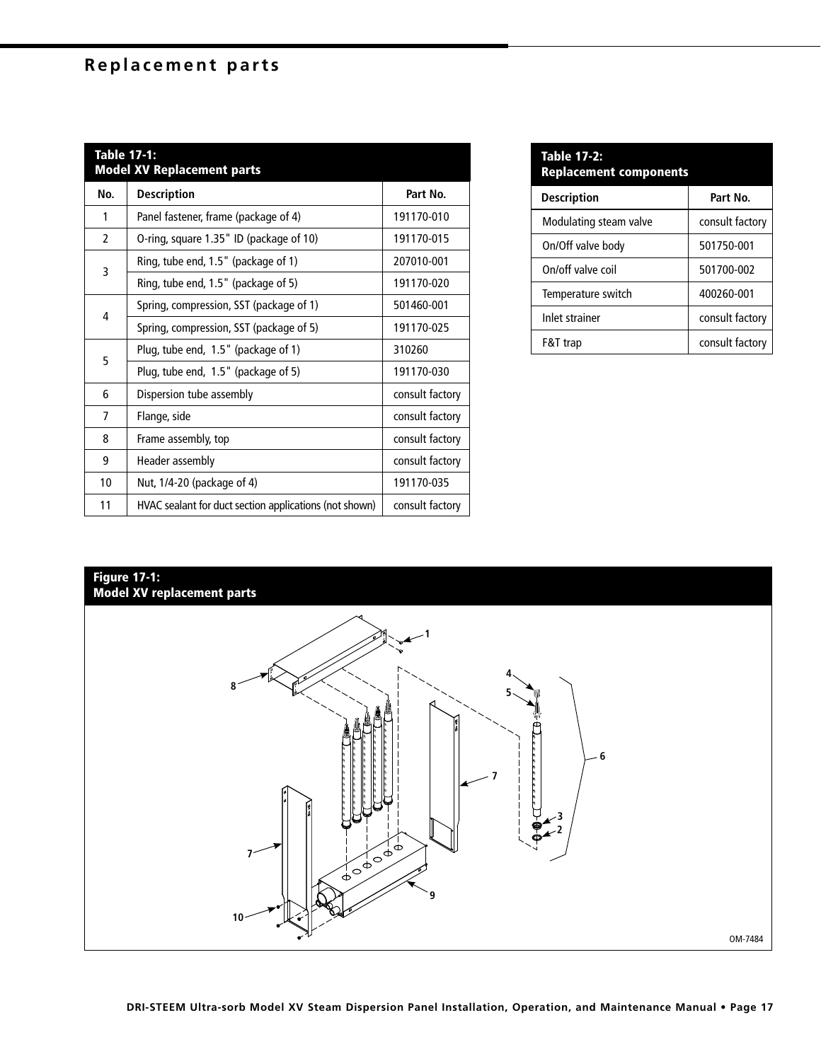# Replacement parts

**Table 17-1: Model XV Replacement parts**

| No. | Description | Part No. |
|---|---|---|
| 1 | Panel fastener, frame (package of 4) | 191170-010 |
| 2 | O-ring, square 1.35" ID (package of 10) | 191170-015 |
| 3 | Ring, tube end, 1.5" (package of 1) | 207010-001 |
| | Ring, tube end, 1.5" (package of 5) | 191170-020 |
| 4 | Spring, compression, SST (package of 1) | 501460-001 |
| | Spring, compression, SST (package of 5) | 191170-025 |
| 5 | Plug, tube end, 1.5" (package of 1) | 310260 |
| | Plug, tube end, 1.5" (package of 5) | 191170-030 |
| 6 | Dispersion tube assembly | consult factory |
| 7 | Flange, side | consult factory |
| 8 | Frame assembly, top | consult factory |
| 9 | Header assembly | consult factory |
| 10 | Nut, 1/4-20 (package of 4) | 191170-035 |
| 11 | HVAC sealant for duct section applications (not shown) | consult factory |

**Table 17-2: Replacement components**

| Description | Part No. |
|---|---|
| Modulating steam valve | consult factory |
| On/Off valve body | 501750-001 |
| On/off valve coil | 501700-002 |
| Temperature switch | 400260-001 |
| Inlet strainer | consult factory |
| F&T trap | consult factory |

**Figure 17-1: Model XV replacement parts**

OM-7484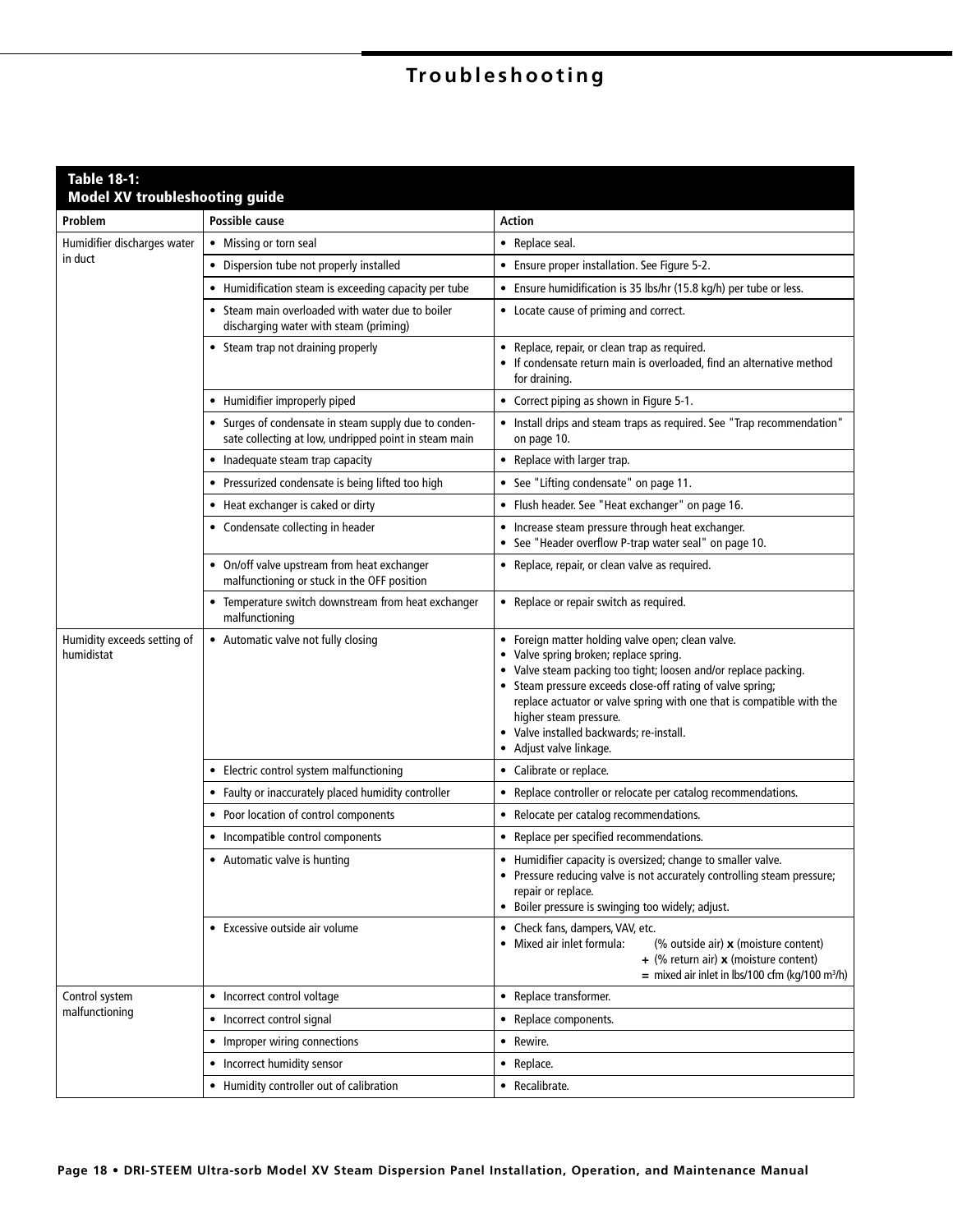# Troubleshooting

**Table 18-1: Model XV troubleshooting guide**

| Problem | Possible cause | Action |
|---|---|---|
| Humidifier discharges water in duct | • Missing or torn seal | • Replace seal. |
| | • Dispersion tube not properly installed | • Ensure proper installation. See Figure 5-2. |
| | • Humidification steam is exceeding capacity per tube | • Ensure humidification is 35 lbs/hr (15.8 kg/h) per tube or less. |
| | • Steam main overloaded with water due to boiler discharging water with steam (priming) | • Locate cause of priming and correct. |
| | • Steam trap not draining properly | • Replace, repair, or clean trap as required.<br>• If condensate return main is overloaded, find an alternative method for draining. |
| | • Humidifier improperly piped | • Correct piping as shown in Figure 5-1. |
| | • Surges of condensate in steam supply due to condensate collecting at low, undripped point in steam main | • Install drips and steam traps as required. See "Trap recommendation" on page 10. |
| | • Inadequate steam trap capacity | • Replace with larger trap. |
| | • Pressurized condensate is being lifted too high | • See "Lifting condensate" on page 11. |
| | • Heat exchanger is caked or dirty | • Flush header. See "Heat exchanger" on page 16. |
| | • Condensate collecting in header | • Increase steam pressure through heat exchanger.<br>• See "Header overflow P-trap water seal" on page 10. |
| | • On/off valve upstream from heat exchanger malfunctioning or stuck in the OFF position | • Replace, repair, or clean valve as required. |
| | • Temperature switch downstream from heat exchanger malfunctioning | • Replace or repair switch as required. |
| Humidity exceeds setting of humidistat | • Automatic valve not fully closing | • Foreign matter holding valve open; clean valve.<br>• Valve spring broken; replace spring.<br>• Valve steam packing too tight; loosen and/or replace packing.<br>• Steam pressure exceeds close-off rating of valve spring; replace actuator or valve spring with one that is compatible with the higher steam pressure.<br>• Valve installed backwards; re-install.<br>• Adjust valve linkage. |
| | • Electric control system malfunctioning | • Calibrate or replace. |
| | • Faulty or inaccurately placed humidity controller | • Replace controller or relocate per catalog recommendations. |
| | • Poor location of control components | • Relocate per catalog recommendations. |
| | • Incompatible control components | • Replace per specified recommendations. |
| | • Automatic valve is hunting | • Humidifier capacity is oversized; change to smaller valve.<br>• Pressure reducing valve is not accurately controlling steam pressure; repair or replace.<br>• Boiler pressure is swinging too widely; adjust. |
| | • Excessive outside air volume | • Check fans, dampers, VAV, etc.<br>• Mixed air inlet formula: (% outside air) **x** (moisture content) **+** (% return air) **x** (moisture content) **=** mixed air inlet in lbs/100 cfm (kg/100 $m^3$/h) |
| Control system malfunctioning | • Incorrect control voltage | • Replace transformer. |
| | • Incorrect control signal | • Replace components. |
| | • Improper wiring connections | • Rewire. |
| | • Incorrect humidity sensor | • Replace. |
| | • Humidity controller out of calibration | • Recalibrate. |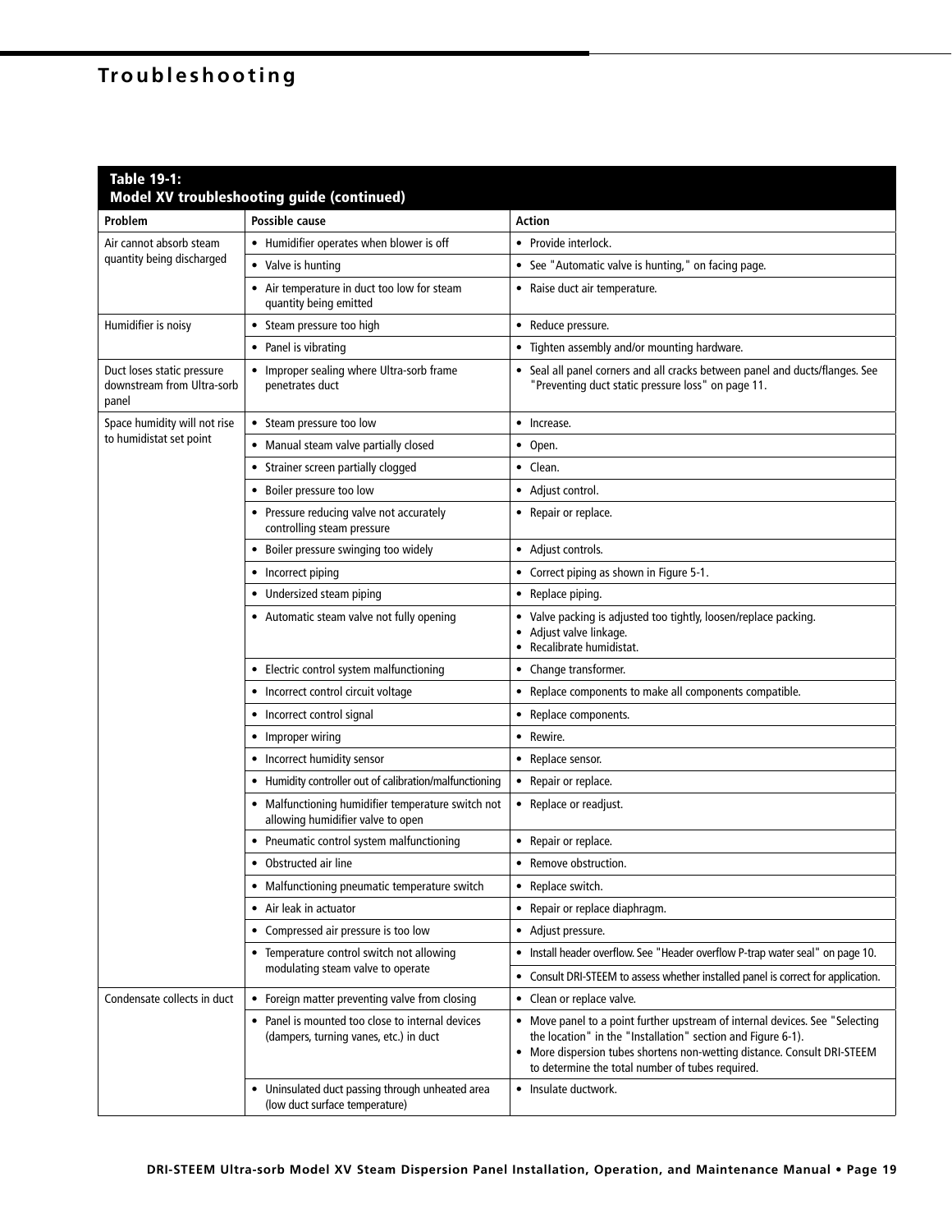# Troubleshooting

**Table 19-1: Model XV troubleshooting guide (continued)**

| Problem | Possible cause | Action |
|---|---|---|
| Air cannot absorb steam quantity being discharged | • Humidifier operates when blower is off | • Provide interlock. |
| | • Valve is hunting | • See "Automatic valve is hunting," on facing page. |
| | • Air temperature in duct too low for steam quantity being emitted | • Raise duct air temperature. |
| Humidifier is noisy | • Steam pressure too high | • Reduce pressure. |
| | • Panel is vibrating | • Tighten assembly and/or mounting hardware. |
| Duct loses static pressure downstream from Ultra-sorb panel | • Improper sealing where Ultra-sorb frame penetrates duct | • Seal all panel corners and all cracks between panel and ducts/flanges. See "Preventing duct static pressure loss" on page 11. |
| Space humidity will not rise to humidistat set point | • Steam pressure too low | • Increase. |
| | • Manual steam valve partially closed | • Open. |
| | • Strainer screen partially clogged | • Clean. |
| | • Boiler pressure too low | • Adjust control. |
| | • Pressure reducing valve not accurately controlling steam pressure | • Repair or replace. |
| | • Boiler pressure swinging too widely | • Adjust controls. |
| | • Incorrect piping | • Correct piping as shown in Figure 5-1. |
| | • Undersized steam piping | • Replace piping. |
| | • Automatic steam valve not fully opening | • Valve packing is adjusted too tightly, loosen/replace packing.<br>• Adjust valve linkage.<br>• Recalibrate humidistat. |
| | • Electric control system malfunctioning | • Change transformer. |
| | • Incorrect control circuit voltage | • Replace components to make all components compatible. |
| | • Incorrect control signal | • Replace components. |
| | • Improper wiring | • Rewire. |
| | • Incorrect humidity sensor | • Replace sensor. |
| | • Humidity controller out of calibration/malfunctioning | • Repair or replace. |
| | • Malfunctioning humidifier temperature switch not allowing humidifier valve to open | • Replace or readjust. |
| | • Pneumatic control system malfunctioning | • Repair or replace. |
| | • Obstructed air line | • Remove obstruction. |
| | • Malfunctioning pneumatic temperature switch | • Replace switch. |
| | • Air leak in actuator | • Repair or replace diaphragm. |
| | • Compressed air pressure is too low | • Adjust pressure. |
| | • Temperature control switch not allowing modulating steam valve to operate | • Install header overflow. See "Header overflow P-trap water seal" on page 10. |
| | | • Consult DRI-STEEM to assess whether installed panel is correct for application. |
| Condensate collects in duct | • Foreign matter preventing valve from closing | • Clean or replace valve. |
| | • Panel is mounted too close to internal devices (dampers, turning vanes, etc.) in duct | • Move panel to a point further upstream of internal devices. See "Selecting the location" in the "Installation" section and Figure 6-1).<br>• More dispersion tubes shortens non-wetting distance. Consult DRI-STEEM to determine the total number of tubes required. |
| | • Uninsulated duct passing through unheated area (low duct surface temperature) | • Insulate ductwork. |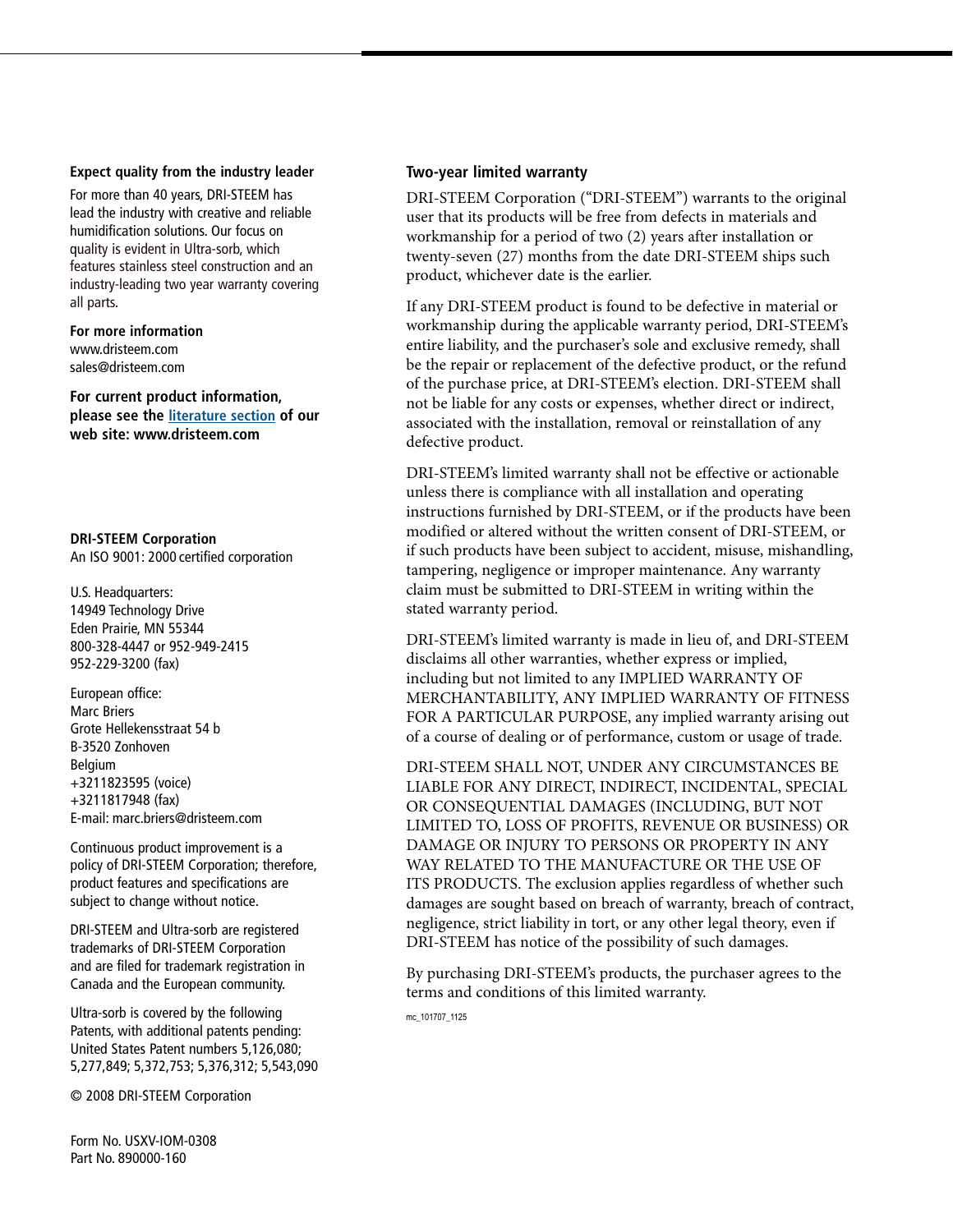**Expect quality from the industry leader**

For more than 40 years, DRI-STEEM has lead the industry with creative and reliable humidification solutions. Our focus on quality is evident in Ultra-sorb, which features stainless steel construction and an industry-leading two year warranty covering all parts.

**For more information**
www.dristeem.com
sales@dristeem.com

**For current product information, please see the literature section of our web site: www.dristeem.com**

**DRI-STEEM Corporation**
An ISO 9001: 2000 certified corporation

U.S. Headquarters:
14949 Technology Drive
Eden Prairie, MN 55344
800-328-4447 or 952-949-2415
952-229-3200 (fax)

European office:
Marc Briers
Grote Hellekensstraat 54 b
B-3520 Zonhoven
Belgium
+3211823595 (voice)
+3211817948 (fax)
E-mail: marc.briers@dristeem.com

Continuous product improvement is a policy of DRI-STEEM Corporation; therefore, product features and specifications are subject to change without notice.

DRI-STEEM and Ultra-sorb are registered trademarks of DRI-STEEM Corporation and are filed for trademark registration in Canada and the European community.

Ultra-sorb is covered by the following Patents, with additional patents pending: United States Patent numbers 5,126,080; 5,277,849; 5,372,753; 5,376,312; 5,543,090

© 2008 DRI-STEEM Corporation

Form No. USXV-IOM-0308
Part No. 890000-160

## Two-year limited warranty

DRI-STEEM Corporation ("DRI-STEEM") warrants to the original user that its products will be free from defects in materials and workmanship for a period of two (2) years after installation or twenty-seven (27) months from the date DRI-STEEM ships such product, whichever date is the earlier.

If any DRI-STEEM product is found to be defective in material or workmanship during the applicable warranty period, DRI-STEEM's entire liability, and the purchaser's sole and exclusive remedy, shall be the repair or replacement of the defective product, or the refund of the purchase price, at DRI-STEEM's election. DRI-STEEM shall not be liable for any costs or expenses, whether direct or indirect, associated with the installation, removal or reinstallation of any defective product.

DRI-STEEM's limited warranty shall not be effective or actionable unless there is compliance with all installation and operating instructions furnished by DRI-STEEM, or if the products have been modified or altered without the written consent of DRI-STEEM, or if such products have been subject to accident, misuse, mishandling, tampering, negligence or improper maintenance. Any warranty claim must be submitted to DRI-STEEM in writing within the stated warranty period.

DRI-STEEM's limited warranty is made in lieu of, and DRI-STEEM disclaims all other warranties, whether express or implied, including but not limited to any IMPLIED WARRANTY OF MERCHANTABILITY, ANY IMPLIED WARRANTY OF FITNESS FOR A PARTICULAR PURPOSE, any implied warranty arising out of a course of dealing or of performance, custom or usage of trade.

DRI-STEEM SHALL NOT, UNDER ANY CIRCUMSTANCES BE LIABLE FOR ANY DIRECT, INDIRECT, INCIDENTAL, SPECIAL OR CONSEQUENTIAL DAMAGES (INCLUDING, BUT NOT LIMITED TO, LOSS OF PROFITS, REVENUE OR BUSINESS) OR DAMAGE OR INJURY TO PERSONS OR PROPERTY IN ANY WAY RELATED TO THE MANUFACTURE OR THE USE OF ITS PRODUCTS. The exclusion applies regardless of whether such damages are sought based on breach of warranty, breach of contract, negligence, strict liability in tort, or any other legal theory, even if DRI-STEEM has notice of the possibility of such damages.

By purchasing DRI-STEEM's products, the purchaser agrees to the terms and conditions of this limited warranty.

mc_101707_1125